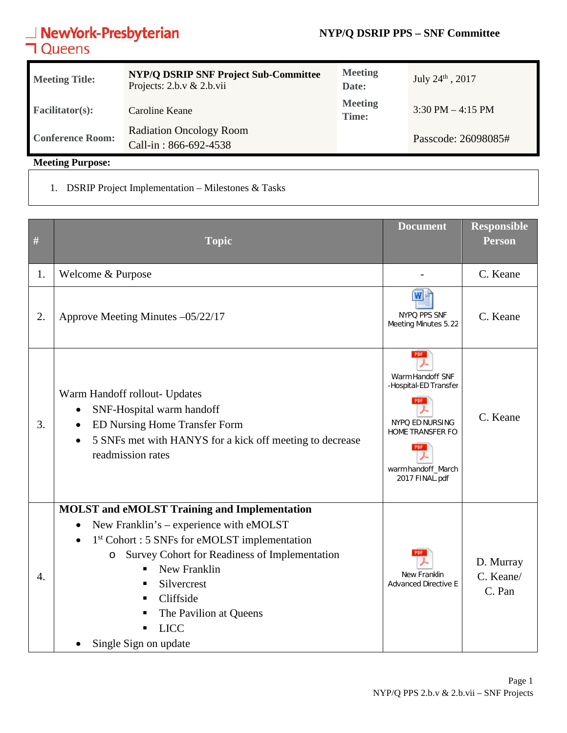NewYork-Presbyterian Queens

**NYP/Q DSRIP PPS – SNF Committee**

| | | | |
|---|---|---|---|
| **Meeting Title:** | **NYP/Q DSRIP SNF Project Sub-Committee** Projects: 2.b.v & 2.b.vii | **Meeting Date:** | July 24th , 2017 |
| **Facilitator(s):** | Caroline Keane | **Meeting Time:** | 3:30 PM – 4:15 PM |
| **Conference Room:** | Radiation Oncology Room Call-in : 866-692-4538 | | Passcode: 26098085# |

**Meeting Purpose:**

1. DSRIP Project Implementation – Milestones & Tasks

| # | Topic | Document | Responsible Person |
|---|---|---|---|
| 1. | Welcome & Purpose | - | C. Keane |
| 2. | Approve Meeting Minutes –05/22/17 | NYPQ PPS SNF Meeting Minutes 5.22 | C. Keane |
| 3. | Warm Handoff rollout- Updates<br>• SNF-Hospital warm handoff<br>• ED Nursing Home Transfer Form<br>• 5 SNFs met with HANYS for a kick off meeting to decrease readmission rates | Warm Handoff SNF -Hospital-ED Transfer<br>NYPQ ED NURSING HOME TRANSFER FO<br>warmhandoff_March 2017 FINAL.pdf | C. Keane |
| 4. | **MOLST and eMOLST Training and Implementation**<br>• New Franklin's – experience with eMOLST<br>• 1st Cohort : 5 SNFs for eMOLST implementation<br>  o Survey Cohort for Readiness of Implementation<br>    ▪ New Franklin<br>    ▪ Silvercrest<br>    ▪ Cliffside<br>    ▪ The Pavilion at Queens<br>    ▪ LICC<br>• Single Sign on update | New Franklin Advanced Directive E | D. Murray<br>C. Keane/<br>C. Pan |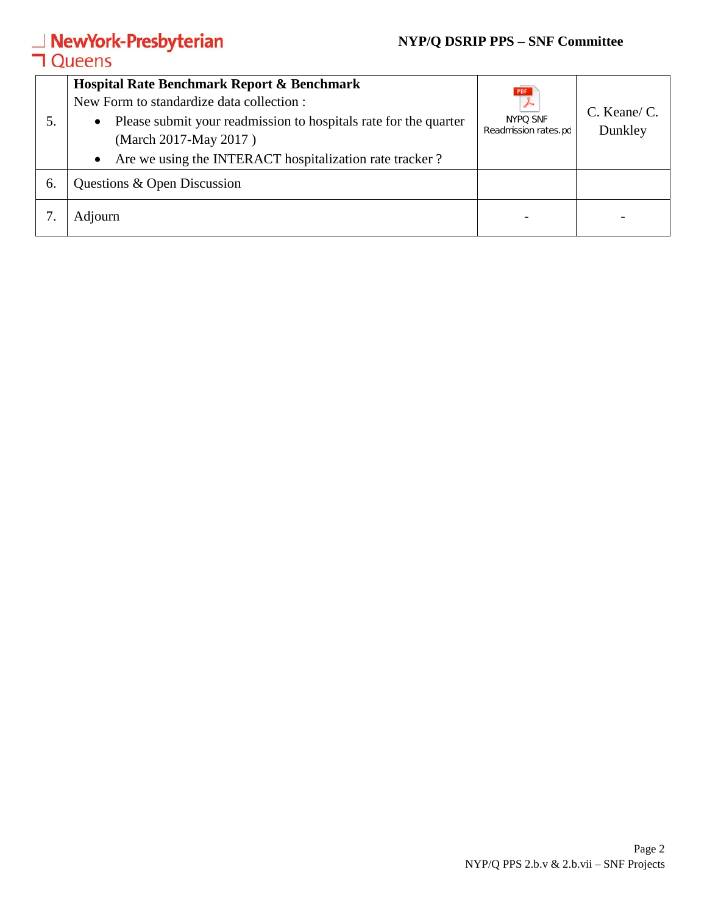| | | | |
|---|---|---|---|
| 5. | **Hospital Rate Benchmark Report & Benchmark**<br>New Form to standardize data collection :<br>• Please submit your readmission to hospitals rate for the quarter (March 2017-May 2017 )<br>• Are we using the INTERACT hospitalization rate tracker ? | NYPQ SNF Readmission rates.pd | C. Keane/ C. Dunkley |
| 6. | Questions & Open Discussion | | |
| 7. | Adjourn | - | - |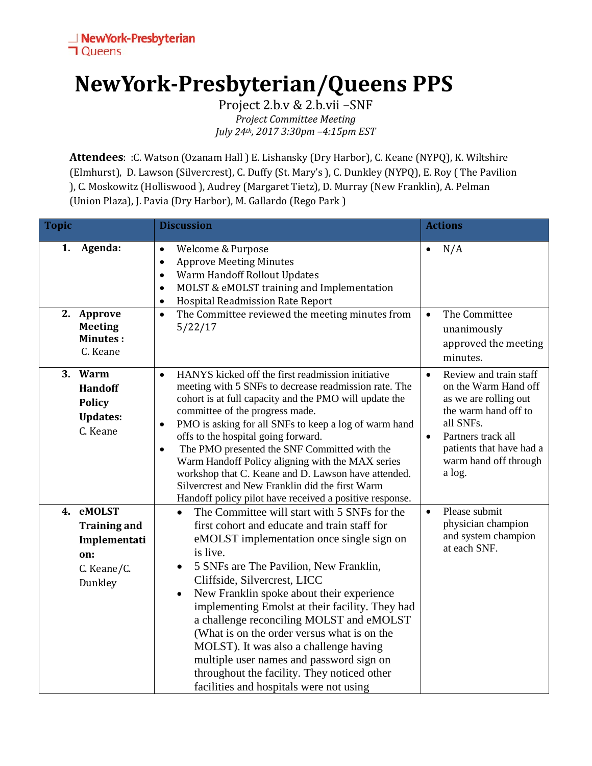NewYork-Presbyterian
Queens

# NewYork-Presbyterian/Queens PPS

Project 2.b.v & 2.b.vii –SNF

*Project Committee Meeting*

*July 24th, 2017 3:30pm –4:15pm EST*

**Attendees**: :C. Watson (Ozanam Hall ) E. Lishansky (Dry Harbor), C. Keane (NYPQ), K. Wiltshire (Elmhurst), D. Lawson (Silvercrest), C. Duffy (St. Mary's ), C. Dunkley (NYPQ), E. Roy ( The Pavilion ), C. Moskowitz (Holliswood ), Audrey (Margaret Tietz), D. Murray (New Franklin), A. Pelman (Union Plaza), J. Pavia (Dry Harbor), M. Gallardo (Rego Park )

| Topic | Discussion | Actions |
|---|---|---|
| **1. Agenda:** | • Welcome & Purpose<br>• Approve Meeting Minutes<br>• Warm Handoff Rollout Updates<br>• MOLST & eMOLST training and Implementation<br>• Hospital Readmission Rate Report | • N/A |
| **2. Approve Meeting Minutes :** C. Keane | • The Committee reviewed the meeting minutes from 5/22/17 | • The Committee unanimously approved the meeting minutes. |
| **3. Warm Handoff Policy Updates:** C. Keane | • HANYS kicked off the first readmission initiative meeting with 5 SNFs to decrease readmission rate. The cohort is at full capacity and the PMO will update the committee of the progress made.<br>• PMO is asking for all SNFs to keep a log of warm hand offs to the hospital going forward.<br>• The PMO presented the SNF Committed with the Warm Handoff Policy aligning with the MAX series workshop that C. Keane and D. Lawson have attended. Silvercrest and New Franklin did the first Warm Handoff policy pilot have received a positive response. | • Review and train staff on the Warm Hand off as we are rolling out the warm hand off to all SNFs.<br>• Partners track all patients that have had a warm hand off through a log. |
| **4. eMOLST Training and Implementation:** C. Keane/C. Dunkley | • The Committee will start with 5 SNFs for the first cohort and educate and train staff for eMOLST implementation once single sign on is live.<br>• 5 SNFs are The Pavilion, New Franklin, Cliffside, Silvercrest, LICC<br>• New Franklin spoke about their experience implementing Emolst at their facility. They had a challenge reconciling MOLST and eMOLST (What is on the order versus what is on the MOLST). It was also a challenge having multiple user names and password sign on throughout the facility. They noticed other facilities and hospitals were not using | • Please submit physician champion and system champion at each SNF. |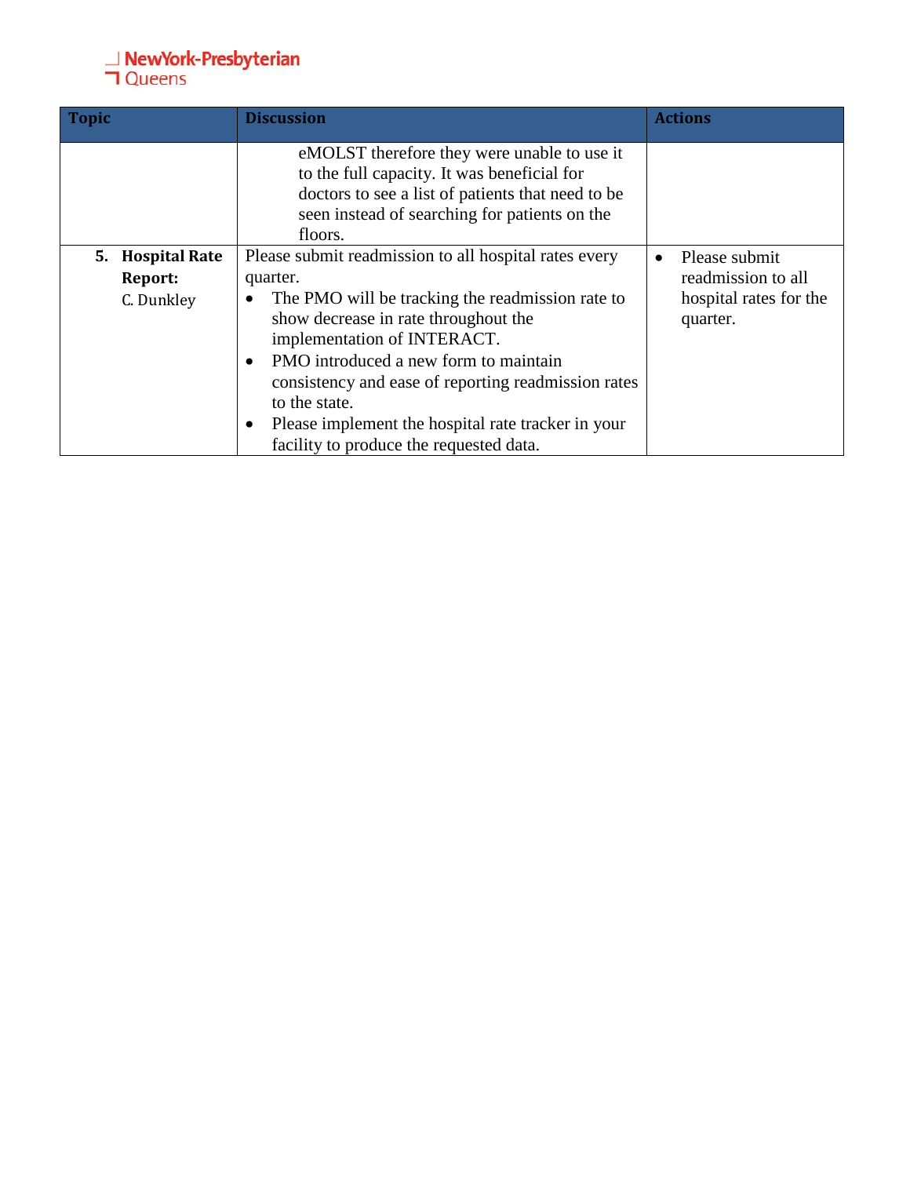| Topic | Discussion | Actions |
|---|---|---|
| | eMOLST therefore they were unable to use it to the full capacity. It was beneficial for doctors to see a list of patients that need to be seen instead of searching for patients on the floors. | |
| **5. Hospital Rate Report:** C. Dunkley | Please submit readmission to all hospital rates every quarter.<br>• The PMO will be tracking the readmission rate to show decrease in rate throughout the implementation of INTERACT.<br>• PMO introduced a new form to maintain consistency and ease of reporting readmission rates to the state.<br>• Please implement the hospital rate tracker in your facility to produce the requested data. | • Please submit readmission to all hospital rates for the quarter. |